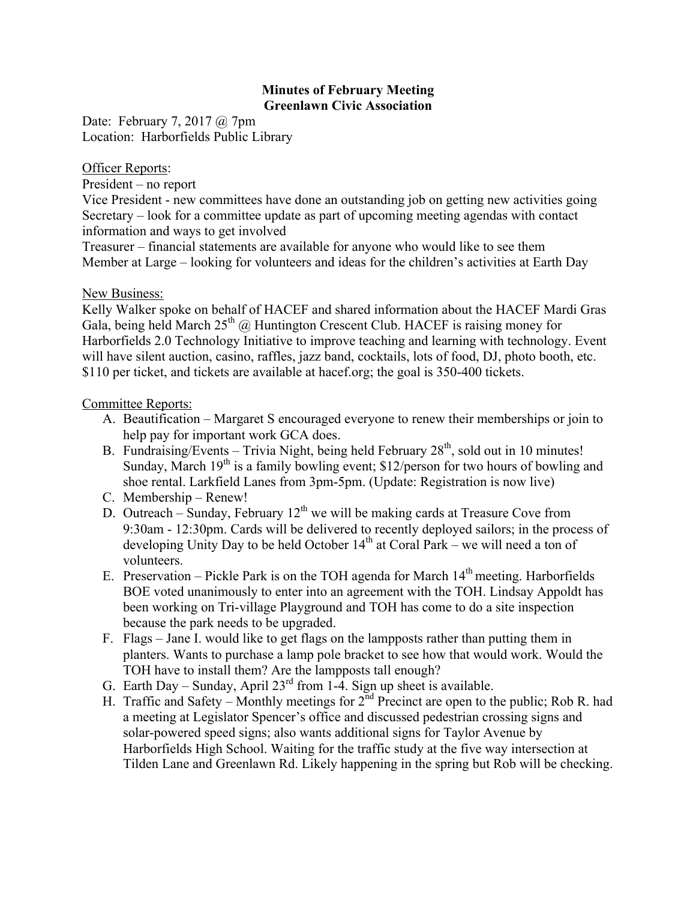**Minutes of February Meeting**
**Greenlawn Civic Association**

Date: February 7, 2017 @ 7pm
Location: Harborfields Public Library

<u>Officer Reports</u>:
President – no report
Vice President - new committees have done an outstanding job on getting new activities going
Secretary – look for a committee update as part of upcoming meeting agendas with contact information and ways to get involved
Treasurer – financial statements are available for anyone who would like to see them
Member at Large – looking for volunteers and ideas for the children's activities at Earth Day

<u>New Business:</u>
Kelly Walker spoke on behalf of HACEF and shared information about the HACEF Mardi Gras Gala, being held March 25th @ Huntington Crescent Club. HACEF is raising money for Harborfields 2.0 Technology Initiative to improve teaching and learning with technology. Event will have silent auction, casino, raffles, jazz band, cocktails, lots of food, DJ, photo booth, etc. $110 per ticket, and tickets are available at hacef.org; the goal is 350-400 tickets.

<u>Committee Reports:</u>

A. Beautification – Margaret S encouraged everyone to renew their memberships or join to help pay for important work GCA does.
B. Fundraising/Events – Trivia Night, being held February 28th, sold out in 10 minutes! Sunday, March 19th is a family bowling event; $12/person for two hours of bowling and shoe rental. Larkfield Lanes from 3pm-5pm. (Update: Registration is now live)
C. Membership – Renew!
D. Outreach – Sunday, February 12th we will be making cards at Treasure Cove from 9:30am - 12:30pm. Cards will be delivered to recently deployed sailors; in the process of developing Unity Day to be held October 14th at Coral Park – we will need a ton of volunteers.
E. Preservation – Pickle Park is on the TOH agenda for March 14th meeting. Harborfields BOE voted unanimously to enter into an agreement with the TOH. Lindsay Appoldt has been working on Tri-village Playground and TOH has come to do a site inspection because the park needs to be upgraded.
F. Flags – Jane I. would like to get flags on the lampposts rather than putting them in planters. Wants to purchase a lamp pole bracket to see how that would work. Would the TOH have to install them? Are the lampposts tall enough?
G. Earth Day – Sunday, April 23rd from 1-4. Sign up sheet is available.
H. Traffic and Safety – Monthly meetings for 2nd Precinct are open to the public; Rob R. had a meeting at Legislator Spencer's office and discussed pedestrian crossing signs and solar-powered speed signs; also wants additional signs for Taylor Avenue by Harborfields High School. Waiting for the traffic study at the five way intersection at Tilden Lane and Greenlawn Rd. Likely happening in the spring but Rob will be checking.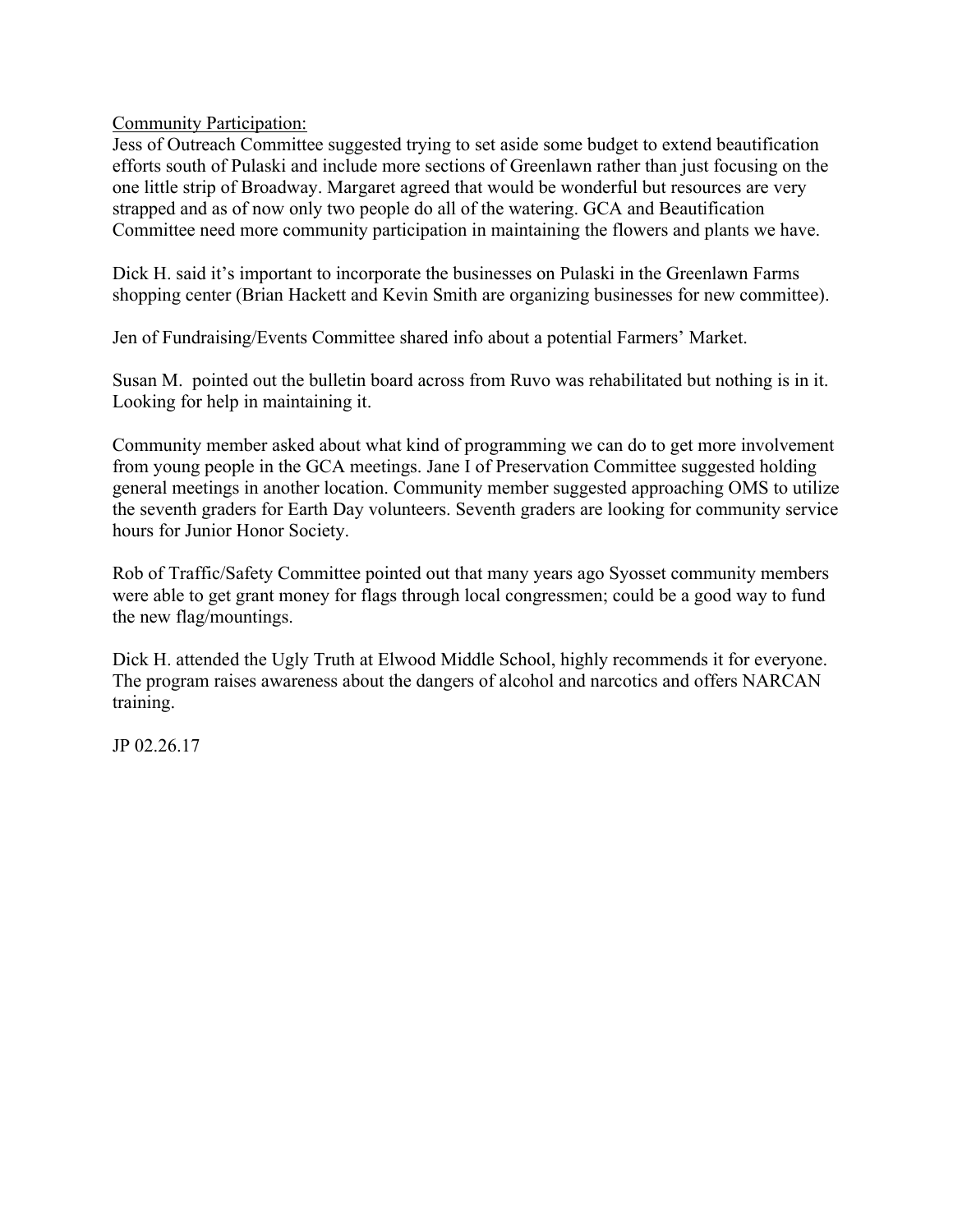<u>Community Participation:</u>

Jess of Outreach Committee suggested trying to set aside some budget to extend beautification efforts south of Pulaski and include more sections of Greenlawn rather than just focusing on the one little strip of Broadway. Margaret agreed that would be wonderful but resources are very strapped and as of now only two people do all of the watering. GCA and Beautification Committee need more community participation in maintaining the flowers and plants we have.

Dick H. said it's important to incorporate the businesses on Pulaski in the Greenlawn Farms shopping center (Brian Hackett and Kevin Smith are organizing businesses for new committee).

Jen of Fundraising/Events Committee shared info about a potential Farmers' Market.

Susan M. pointed out the bulletin board across from Ruvo was rehabilitated but nothing is in it. Looking for help in maintaining it.

Community member asked about what kind of programming we can do to get more involvement from young people in the GCA meetings. Jane I of Preservation Committee suggested holding general meetings in another location. Community member suggested approaching OMS to utilize the seventh graders for Earth Day volunteers. Seventh graders are looking for community service hours for Junior Honor Society.

Rob of Traffic/Safety Committee pointed out that many years ago Syosset community members were able to get grant money for flags through local congressmen; could be a good way to fund the new flag/mountings.

Dick H. attended the Ugly Truth at Elwood Middle School, highly recommends it for everyone. The program raises awareness about the dangers of alcohol and narcotics and offers NARCAN training.

JP 02.26.17